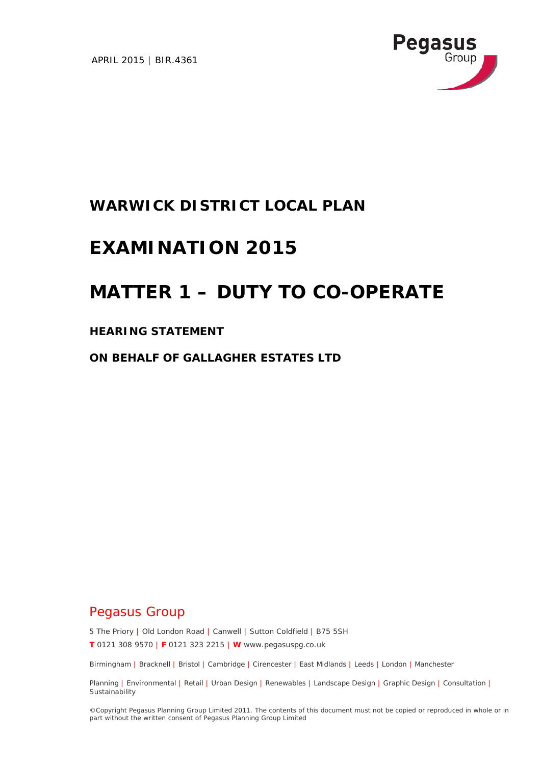APRIL 2015 | BIR.4361

Pegasus Group

# WARWICK DISTRICT LOCAL PLAN

# EXAMINATION 2015

# MATTER 1 – DUTY TO CO-OPERATE

**HEARING STATEMENT**

**ON BEHALF OF GALLAGHER ESTATES LTD**

Pegasus Group

5 The Priory | Old London Road | Canwell | Sutton Coldfield | B75 5SH

**T** 0121 308 9570 | **F** 0121 323 2215 | **W** www.pegasuspg.co.uk

Birmingham | Bracknell | Bristol | Cambridge | Cirencester | East Midlands | Leeds | London | Manchester

Planning | Environmental | Retail | Urban Design | Renewables | Landscape Design | Graphic Design | Consultation | Sustainability

©Copyright Pegasus Planning Group Limited 2011. The contents of this document must not be copied or reproduced in whole or in part without the written consent of Pegasus Planning Group Limited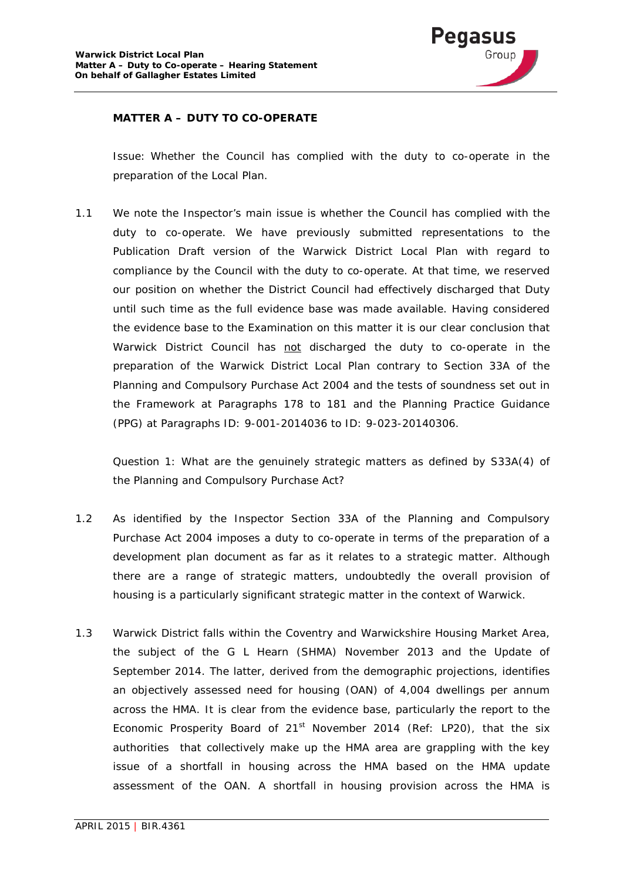## MATTER A – DUTY TO CO-OPERATE

Issue: Whether the Council has complied with the duty to co-operate in the preparation of the Local Plan.

1.1 We note the Inspector's main issue is whether the Council has complied with the duty to co-operate. We have previously submitted representations to the Publication Draft version of the Warwick District Local Plan with regard to compliance by the Council with the duty to co-operate. At that time, we reserved our position on whether the District Council had effectively discharged that Duty until such time as the full evidence base was made available. Having considered the evidence base to the Examination on this matter it is our clear conclusion that Warwick District Council has <u>not</u> discharged the duty to co-operate in the preparation of the Warwick District Local Plan contrary to Section 33A of the Planning and Compulsory Purchase Act 2004 and the tests of soundness set out in the Framework at Paragraphs 178 to 181 and the Planning Practice Guidance (PPG) at Paragraphs ID: 9-001-2014036 to ID: 9-023-20140306.

Question 1: What are the genuinely strategic matters as defined by S33A(4) of the Planning and Compulsory Purchase Act?

1.2 As identified by the Inspector Section 33A of the Planning and Compulsory Purchase Act 2004 imposes a duty to co-operate in terms of the preparation of a development plan document as far as it relates to a strategic matter. Although there are a range of strategic matters, undoubtedly the overall provision of housing is a particularly significant strategic matter in the context of Warwick.

1.3 Warwick District falls within the Coventry and Warwickshire Housing Market Area, the subject of the G L Hearn (SHMA) November 2013 and the Update of September 2014. The latter, derived from the demographic projections, identifies an objectively assessed need for housing (OAN) of 4,004 dwellings per annum across the HMA. It is clear from the evidence base, particularly the report to the Economic Prosperity Board of 21st November 2014 (Ref: LP20), that the six authorities that collectively make up the HMA area are grappling with the key issue of a shortfall in housing across the HMA based on the HMA update assessment of the OAN. A shortfall in housing provision across the HMA is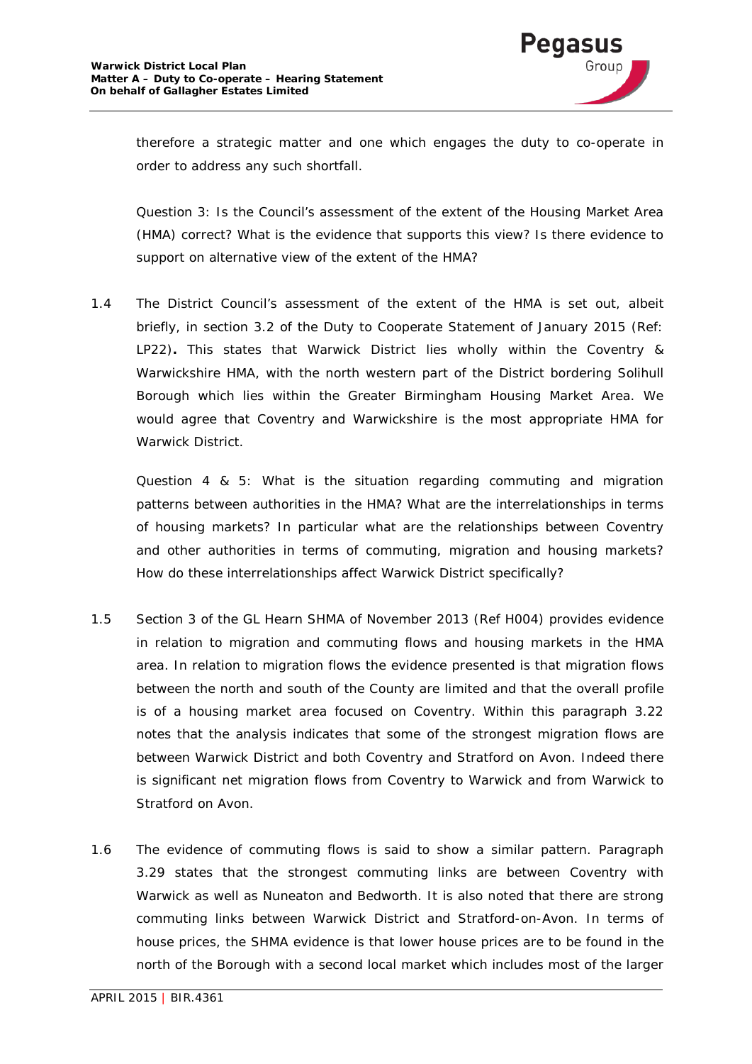therefore a strategic matter and one which engages the duty to co-operate in order to address any such shortfall.

*Question 3: Is the Council's assessment of the extent of the Housing Market Area (HMA) correct? What is the evidence that supports this view? Is there evidence to support on alternative view of the extent of the HMA?*

1.4 The District Council's assessment of the extent of the HMA is set out, albeit briefly, in section 3.2 of the Duty to Cooperate Statement of January 2015 (Ref: LP22)**.** This states that Warwick District lies wholly within the Coventry & Warwickshire HMA, with the north western part of the District bordering Solihull Borough which lies within the Greater Birmingham Housing Market Area. We would agree that Coventry and Warwickshire is the most appropriate HMA for Warwick District.

*Question 4 & 5: What is the situation regarding commuting and migration patterns between authorities in the HMA? What are the interrelationships in terms of housing markets? In particular what are the relationships between Coventry and other authorities in terms of commuting, migration and housing markets? How do these interrelationships affect Warwick District specifically?*

1.5 Section 3 of the GL Hearn SHMA of November 2013 (Ref H004) provides evidence in relation to migration and commuting flows and housing markets in the HMA area. In relation to migration flows the evidence presented is that migration flows between the north and south of the County are limited and that the overall profile is of a housing market area focused on Coventry. Within this paragraph 3.22 notes that the analysis indicates that some of the strongest migration flows are between Warwick District and both Coventry and Stratford on Avon. Indeed there is significant net migration flows from Coventry to Warwick and from Warwick to Stratford on Avon.

1.6 The evidence of commuting flows is said to show a similar pattern. Paragraph 3.29 states that the strongest commuting links are between Coventry with Warwick as well as Nuneaton and Bedworth. It is also noted that there are strong commuting links between Warwick District and Stratford-on-Avon. In terms of house prices, the SHMA evidence is that lower house prices are to be found in the north of the Borough with a second local market which includes most of the larger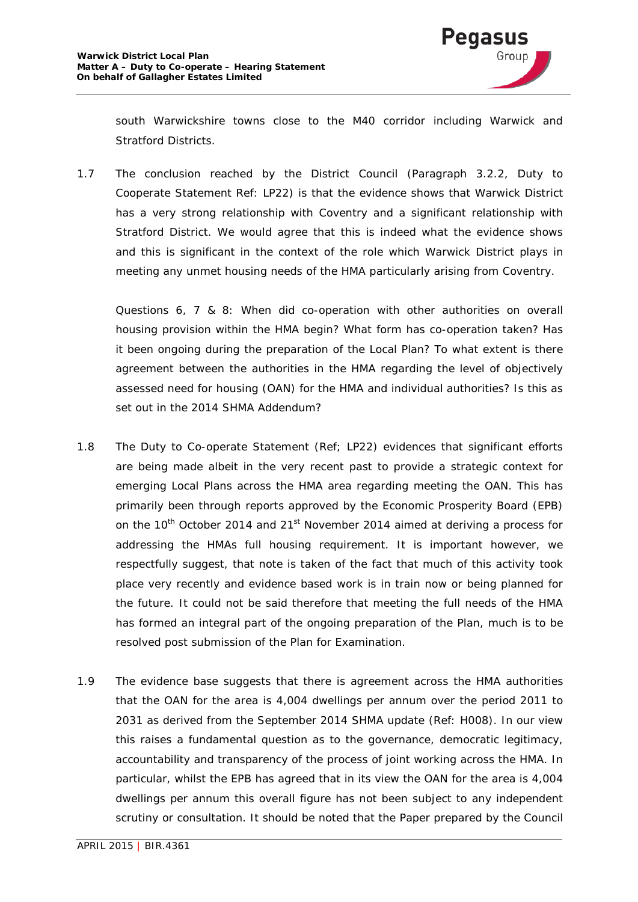south Warwickshire towns close to the M40 corridor including Warwick and Stratford Districts.

1.7 The conclusion reached by the District Council (Paragraph 3.2.2, Duty to Cooperate Statement Ref: LP22) is that the evidence shows that Warwick District has a very strong relationship with Coventry and a significant relationship with Stratford District. We would agree that this is indeed what the evidence shows and this is significant in the context of the role which Warwick District plays in meeting any unmet housing needs of the HMA particularly arising from Coventry.

*Questions 6, 7 & 8: When did co-operation with other authorities on overall housing provision within the HMA begin? What form has co-operation taken? Has it been ongoing during the preparation of the Local Plan? To what extent is there agreement between the authorities in the HMA regarding the level of objectively assessed need for housing (OAN) for the HMA and individual authorities? Is this as set out in the 2014 SHMA Addendum?*

1.8 The Duty to Co-operate Statement (Ref; LP22) evidences that significant efforts are being made albeit in the very recent past to provide a strategic context for emerging Local Plans across the HMA area regarding meeting the OAN. This has primarily been through reports approved by the Economic Prosperity Board (EPB) on the 10th October 2014 and 21st November 2014 aimed at deriving a process for addressing the HMAs full housing requirement. It is important however, we respectfully suggest, that note is taken of the fact that much of this activity took place very recently and evidence based work is in train now or being planned for the future. It could not be said therefore that meeting the full needs of the HMA has formed an integral part of the ongoing preparation of the Plan, much is to be resolved post submission of the Plan for Examination.

1.9 The evidence base suggests that there is agreement across the HMA authorities that the OAN for the area is 4,004 dwellings per annum over the period 2011 to 2031 as derived from the September 2014 SHMA update (Ref: H008). In our view this raises a fundamental question as to the governance, democratic legitimacy, accountability and transparency of the process of joint working across the HMA. In particular, whilst the EPB has agreed that in its view the OAN for the area is 4,004 dwellings per annum this overall figure has not been subject to any independent scrutiny or consultation. It should be noted that the Paper prepared by the Council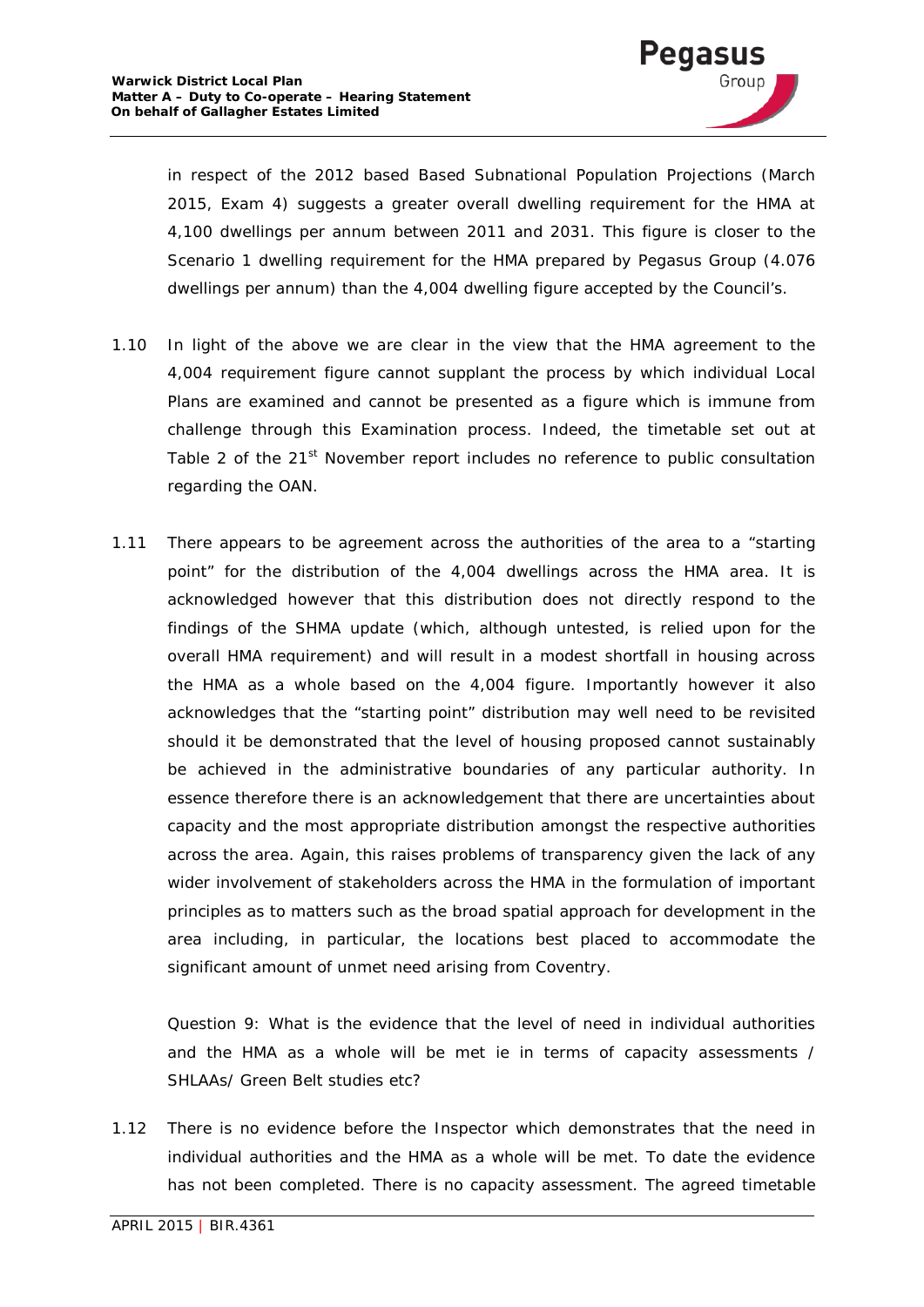in respect of the 2012 based Based Subnational Population Projections (March 2015, Exam 4) suggests a greater overall dwelling requirement for the HMA at 4,100 dwellings per annum between 2011 and 2031. This figure is closer to the Scenario 1 dwelling requirement for the HMA prepared by Pegasus Group (4.076 dwellings per annum) than the 4,004 dwelling figure accepted by the Council's.

1.10 In light of the above we are clear in the view that the HMA agreement to the 4,004 requirement figure cannot supplant the process by which individual Local Plans are examined and cannot be presented as a figure which is immune from challenge through this Examination process. Indeed, the timetable set out at Table 2 of the 21st November report includes no reference to public consultation regarding the OAN.

1.11 There appears to be agreement across the authorities of the area to a "starting point" for the distribution of the 4,004 dwellings across the HMA area. It is acknowledged however that this distribution does not directly respond to the findings of the SHMA update (which, although untested, is relied upon for the overall HMA requirement) and will result in a modest shortfall in housing across the HMA as a whole based on the 4,004 figure. Importantly however it also acknowledges that the "starting point" distribution may well need to be revisited should it be demonstrated that the level of housing proposed cannot sustainably be achieved in the administrative boundaries of any particular authority. In essence therefore there is an acknowledgement that there are uncertainties about capacity and the most appropriate distribution amongst the respective authorities across the area. Again, this raises problems of transparency given the lack of any wider involvement of stakeholders across the HMA in the formulation of important principles as to matters such as the broad spatial approach for development in the area including, in particular, the locations best placed to accommodate the significant amount of unmet need arising from Coventry.

*Question 9: What is the evidence that the level of need in individual authorities and the HMA as a whole will be met ie in terms of capacity assessments / SHLAAs/ Green Belt studies etc?*

1.12 There is no evidence before the Inspector which demonstrates that the need in individual authorities and the HMA as a whole will be met. To date the evidence has not been completed. There is no capacity assessment. The agreed timetable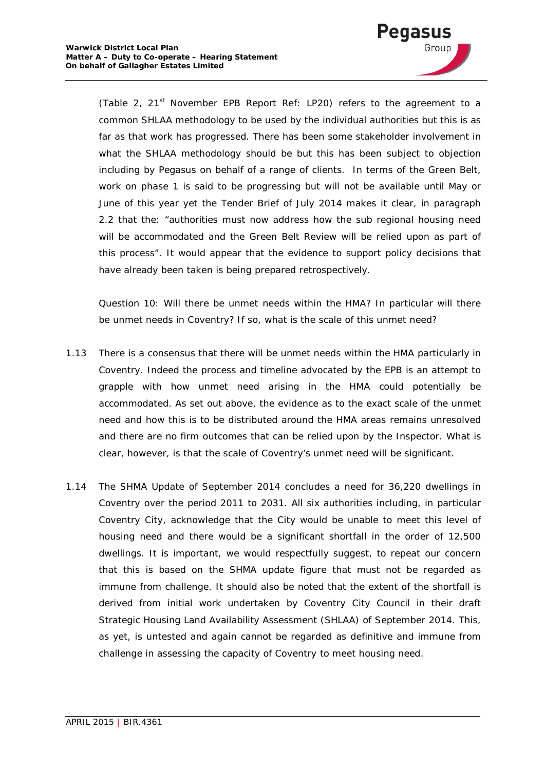(Table 2, 21st November EPB Report Ref: LP20) refers to the agreement to a common SHLAA methodology to be used by the individual authorities but this is as far as that work has progressed. There has been some stakeholder involvement in what the SHLAA methodology should be but this has been subject to objection including by Pegasus on behalf of a range of clients. In terms of the Green Belt, work on phase 1 is said to be progressing but will not be available until May or June of this year yet the Tender Brief of July 2014 makes it clear, in paragraph 2.2 that the: "authorities must now address how the sub regional housing need will be accommodated and the Green Belt Review will be relied upon as part of this process". It would appear that the evidence to support policy decisions that have already been taken is being prepared retrospectively.

*Question 10: Will there be unmet needs within the HMA? In particular will there be unmet needs in Coventry? If so, what is the scale of this unmet need?*

1.13 There is a consensus that there will be unmet needs within the HMA particularly in Coventry. Indeed the process and timeline advocated by the EPB is an attempt to grapple with how unmet need arising in the HMA could potentially be accommodated. As set out above, the evidence as to the exact scale of the unmet need and how this is to be distributed around the HMA areas remains unresolved and there are no firm outcomes that can be relied upon by the Inspector. What is clear, however, is that the scale of Coventry's unmet need will be significant.

1.14 The SHMA Update of September 2014 concludes a need for 36,220 dwellings in Coventry over the period 2011 to 2031. All six authorities including, in particular Coventry City, acknowledge that the City would be unable to meet this level of housing need and there would be a significant shortfall in the order of 12,500 dwellings. It is important, we would respectfully suggest, to repeat our concern that this is based on the SHMA update figure that must not be regarded as immune from challenge. It should also be noted that the extent of the shortfall is derived from initial work undertaken by Coventry City Council in their draft Strategic Housing Land Availability Assessment (SHLAA) of September 2014. This, as yet, is untested and again cannot be regarded as definitive and immune from challenge in assessing the capacity of Coventry to meet housing need.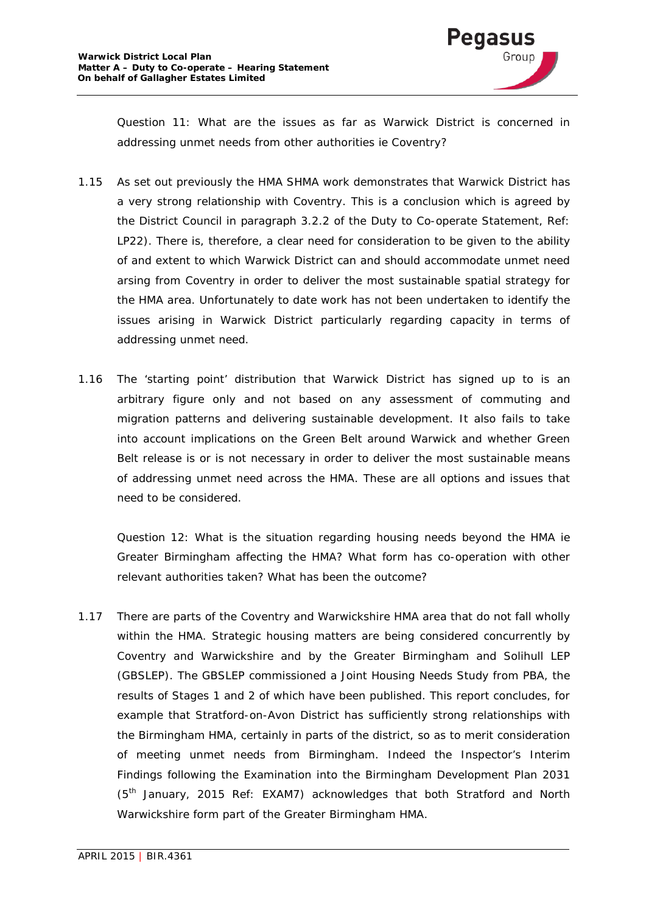Question 11: What are the issues as far as Warwick District is concerned in addressing unmet needs from other authorities ie Coventry?

1.15 As set out previously the HMA SHMA work demonstrates that Warwick District has a very strong relationship with Coventry. This is a conclusion which is agreed by the District Council in paragraph 3.2.2 of the Duty to Co-operate Statement, Ref: LP22). There is, therefore, a clear need for consideration to be given to the ability of and extent to which Warwick District can and should accommodate unmet need arsing from Coventry in order to deliver the most sustainable spatial strategy for the HMA area. Unfortunately to date work has not been undertaken to identify the issues arising in Warwick District particularly regarding capacity in terms of addressing unmet need.

1.16 The 'starting point' distribution that Warwick District has signed up to is an arbitrary figure only and not based on any assessment of commuting and migration patterns and delivering sustainable development. It also fails to take into account implications on the Green Belt around Warwick and whether Green Belt release is or is not necessary in order to deliver the most sustainable means of addressing unmet need across the HMA. These are all options and issues that need to be considered.

Question 12: What is the situation regarding housing needs beyond the HMA ie Greater Birmingham affecting the HMA? What form has co-operation with other relevant authorities taken? What has been the outcome?

1.17 There are parts of the Coventry and Warwickshire HMA area that do not fall wholly within the HMA. Strategic housing matters are being considered concurrently by Coventry and Warwickshire and by the Greater Birmingham and Solihull LEP (GBSLEP). The GBSLEP commissioned a Joint Housing Needs Study from PBA, the results of Stages 1 and 2 of which have been published. This report concludes, for example that Stratford-on-Avon District has sufficiently strong relationships with the Birmingham HMA, certainly in parts of the district, so as to merit consideration of meeting unmet needs from Birmingham. Indeed the Inspector's Interim Findings following the Examination into the Birmingham Development Plan 2031 (5th January, 2015 Ref: EXAM7) acknowledges that both Stratford and North Warwickshire form part of the Greater Birmingham HMA.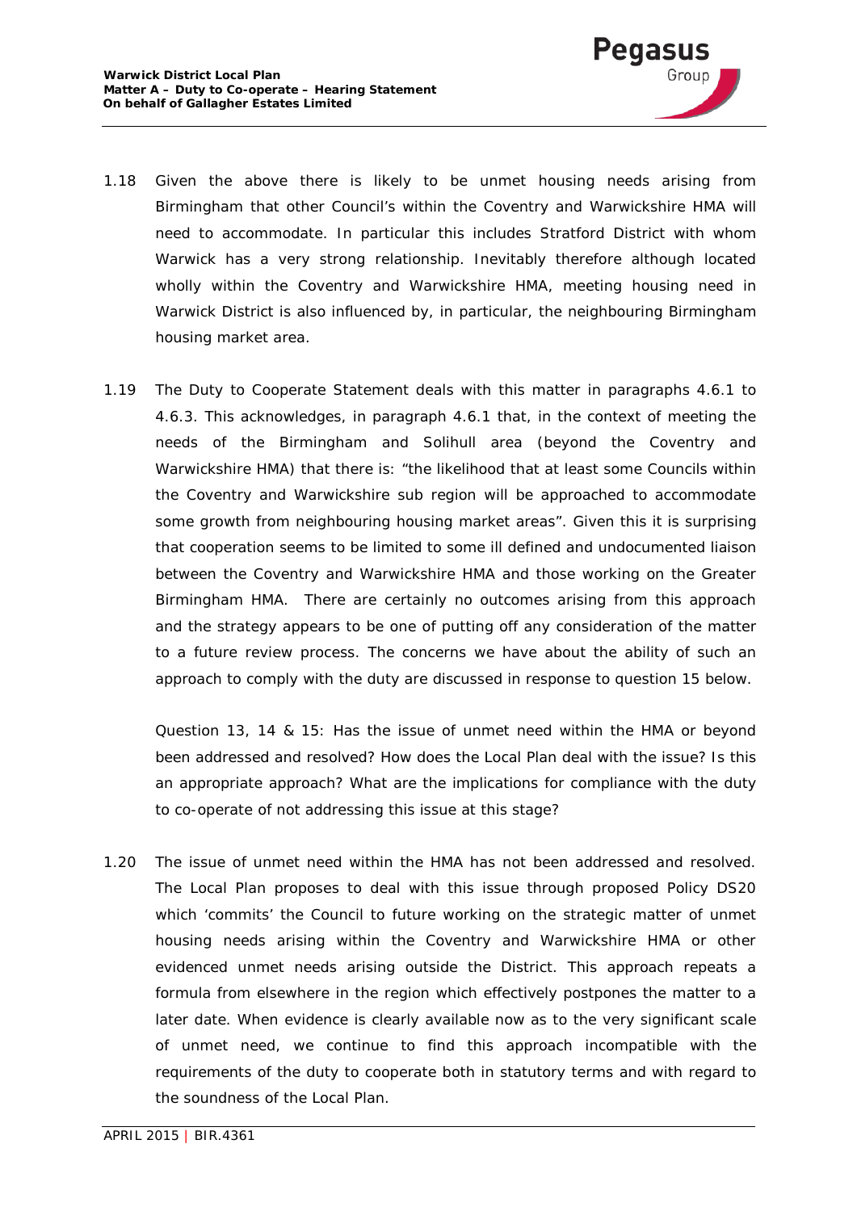1.18 Given the above there is likely to be unmet housing needs arising from Birmingham that other Council's within the Coventry and Warwickshire HMA will need to accommodate. In particular this includes Stratford District with whom Warwick has a very strong relationship. Inevitably therefore although located wholly within the Coventry and Warwickshire HMA, meeting housing need in Warwick District is also influenced by, in particular, the neighbouring Birmingham housing market area.

1.19 The Duty to Cooperate Statement deals with this matter in paragraphs 4.6.1 to 4.6.3. This acknowledges, in paragraph 4.6.1 that, in the context of meeting the needs of the Birmingham and Solihull area (beyond the Coventry and Warwickshire HMA) that there is: "the likelihood that at least some Councils within the Coventry and Warwickshire sub region will be approached to accommodate some growth from neighbouring housing market areas". Given this it is surprising that cooperation seems to be limited to some ill defined and undocumented liaison between the Coventry and Warwickshire HMA and those working on the Greater Birmingham HMA. There are certainly no outcomes arising from this approach and the strategy appears to be one of putting off any consideration of the matter to a future review process. The concerns we have about the ability of such an approach to comply with the duty are discussed in response to question 15 below.

*Question 13, 14 & 15: Has the issue of unmet need within the HMA or beyond been addressed and resolved? How does the Local Plan deal with the issue? Is this an appropriate approach? What are the implications for compliance with the duty to co-operate of not addressing this issue at this stage?*

1.20 The issue of unmet need within the HMA has not been addressed and resolved. The Local Plan proposes to deal with this issue through proposed Policy DS20 which 'commits' the Council to future working on the strategic matter of unmet housing needs arising within the Coventry and Warwickshire HMA or other evidenced unmet needs arising outside the District. This approach repeats a formula from elsewhere in the region which effectively postpones the matter to a later date. When evidence is clearly available now as to the very significant scale of unmet need, we continue to find this approach incompatible with the requirements of the duty to cooperate both in statutory terms and with regard to the soundness of the Local Plan.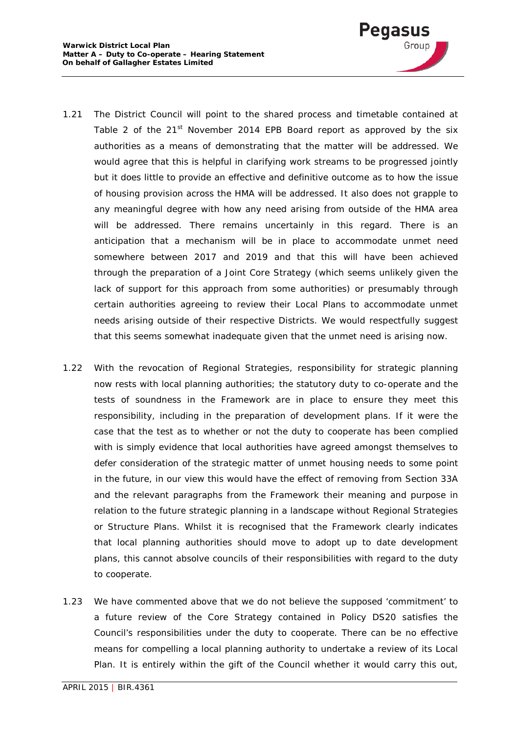1.21 The District Council will point to the shared process and timetable contained at Table 2 of the 21st November 2014 EPB Board report as approved by the six authorities as a means of demonstrating that the matter will be addressed. We would agree that this is helpful in clarifying work streams to be progressed jointly but it does little to provide an effective and definitive outcome as to how the issue of housing provision across the HMA will be addressed. It also does not grapple to any meaningful degree with how any need arising from outside of the HMA area will be addressed. There remains uncertainly in this regard. There is an anticipation that a mechanism will be in place to accommodate unmet need somewhere between 2017 and 2019 and that this will have been achieved through the preparation of a Joint Core Strategy (which seems unlikely given the lack of support for this approach from some authorities) or presumably through certain authorities agreeing to review their Local Plans to accommodate unmet needs arising outside of their respective Districts. We would respectfully suggest that this seems somewhat inadequate given that the unmet need is arising now.

1.22 With the revocation of Regional Strategies, responsibility for strategic planning now rests with local planning authorities; the statutory duty to co-operate and the tests of soundness in the Framework are in place to ensure they meet this responsibility, including in the preparation of development plans. If it were the case that the test as to whether or not the duty to cooperate has been complied with is simply evidence that local authorities have agreed amongst themselves to defer consideration of the strategic matter of unmet housing needs to some point in the future, in our view this would have the effect of removing from Section 33A and the relevant paragraphs from the Framework their meaning and purpose in relation to the future strategic planning in a landscape without Regional Strategies or Structure Plans. Whilst it is recognised that the Framework clearly indicates that local planning authorities should move to adopt up to date development plans, this cannot absolve councils of their responsibilities with regard to the duty to cooperate.

1.23 We have commented above that we do not believe the supposed 'commitment' to a future review of the Core Strategy contained in Policy DS20 satisfies the Council's responsibilities under the duty to cooperate. There can be no effective means for compelling a local planning authority to undertake a review of its Local Plan. It is entirely within the gift of the Council whether it would carry this out,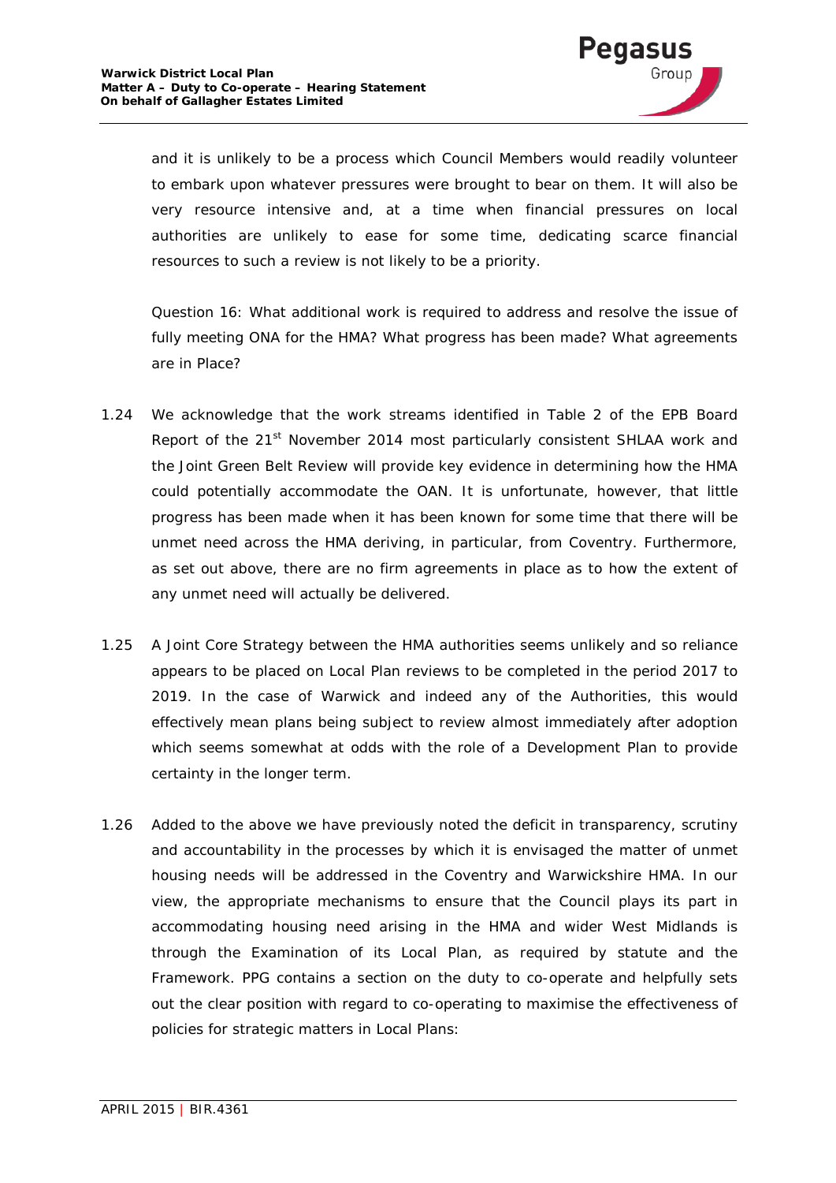and it is unlikely to be a process which Council Members would readily volunteer to embark upon whatever pressures were brought to bear on them. It will also be very resource intensive and, at a time when financial pressures on local authorities are unlikely to ease for some time, dedicating scarce financial resources to such a review is not likely to be a priority.

*Question 16: What additional work is required to address and resolve the issue of fully meeting ONA for the HMA? What progress has been made? What agreements are in Place?*

1.24 We acknowledge that the work streams identified in Table 2 of the EPB Board Report of the 21st November 2014 most particularly consistent SHLAA work and the Joint Green Belt Review will provide key evidence in determining how the HMA could potentially accommodate the OAN. It is unfortunate, however, that little progress has been made when it has been known for some time that there will be unmet need across the HMA deriving, in particular, from Coventry. Furthermore, as set out above, there are no firm agreements in place as to how the extent of any unmet need will actually be delivered.

1.25 A Joint Core Strategy between the HMA authorities seems unlikely and so reliance appears to be placed on Local Plan reviews to be completed in the period 2017 to 2019. In the case of Warwick and indeed any of the Authorities, this would effectively mean plans being subject to review almost immediately after adoption which seems somewhat at odds with the role of a Development Plan to provide certainty in the longer term.

1.26 Added to the above we have previously noted the deficit in transparency, scrutiny and accountability in the processes by which it is envisaged the matter of unmet housing needs will be addressed in the Coventry and Warwickshire HMA. In our view, the appropriate mechanisms to ensure that the Council plays its part in accommodating housing need arising in the HMA and wider West Midlands is through the Examination of its Local Plan, as required by statute and the Framework. PPG contains a section on the duty to co-operate and helpfully sets out the clear position with regard to co-operating to maximise the effectiveness of policies for strategic matters in Local Plans: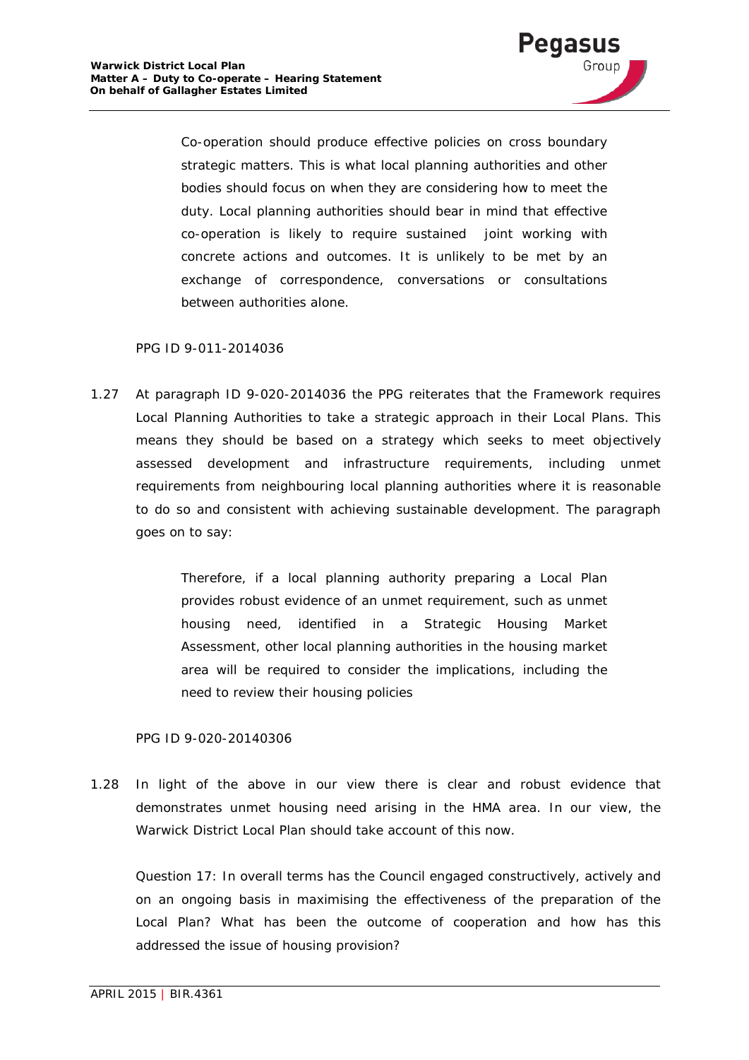> Co-operation should produce effective policies on cross boundary strategic matters. This is what local planning authorities and other bodies should focus on when they are considering how to meet the duty. Local planning authorities should bear in mind that effective co-operation is likely to require sustained joint working with concrete actions and outcomes. It is unlikely to be met by an exchange of correspondence, conversations or consultations between authorities alone.

PPG ID 9-011-2014036

1.27 At paragraph ID 9-020-2014036 the PPG reiterates that the Framework requires Local Planning Authorities to take a strategic approach in their Local Plans. This means they should be based on a strategy which seeks to meet objectively assessed development and infrastructure requirements, including unmet requirements from neighbouring local planning authorities where it is reasonable to do so and consistent with achieving sustainable development. The paragraph goes on to say:

> Therefore, if a local planning authority preparing a Local Plan provides robust evidence of an unmet requirement, such as unmet housing need, identified in a Strategic Housing Market Assessment, other local planning authorities in the housing market area will be required to consider the implications, including the need to review their housing policies

PPG ID 9-020-20140306

1.28 In light of the above in our view there is clear and robust evidence that demonstrates unmet housing need arising in the HMA area. In our view, the Warwick District Local Plan should take account of this now.

Question 17: In overall terms has the Council engaged constructively, actively and on an ongoing basis in maximising the effectiveness of the preparation of the Local Plan? What has been the outcome of cooperation and how has this addressed the issue of housing provision?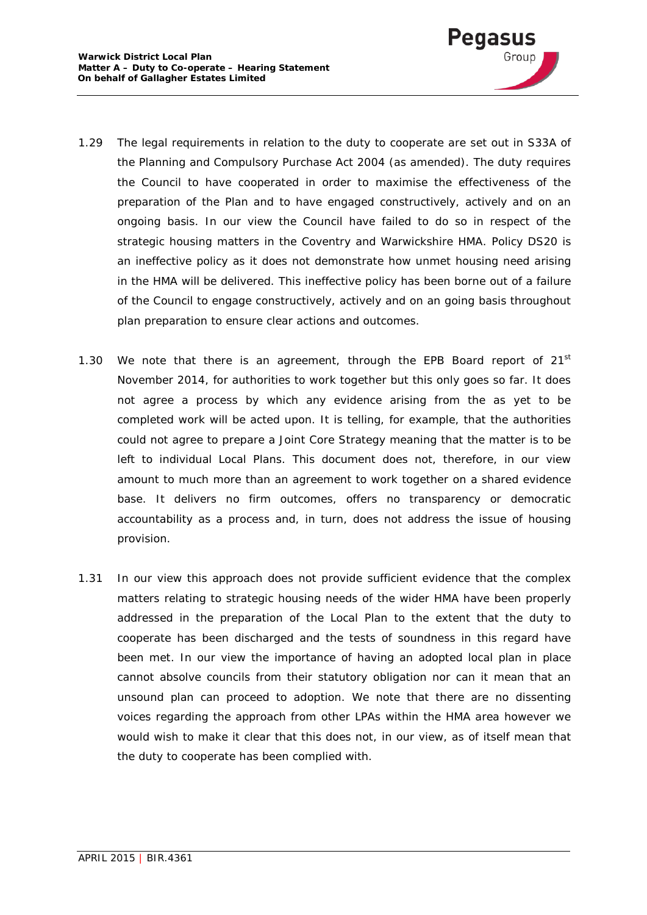1.29 The legal requirements in relation to the duty to cooperate are set out in S33A of the Planning and Compulsory Purchase Act 2004 (as amended). The duty requires the Council to have cooperated in order to maximise the effectiveness of the preparation of the Plan and to have engaged constructively, actively and on an ongoing basis. In our view the Council have failed to do so in respect of the strategic housing matters in the Coventry and Warwickshire HMA. Policy DS20 is an ineffective policy as it does not demonstrate how unmet housing need arising in the HMA will be delivered. This ineffective policy has been borne out of a failure of the Council to engage constructively, actively and on an going basis throughout plan preparation to ensure clear actions and outcomes.

1.30 We note that there is an agreement, through the EPB Board report of 21st November 2014, for authorities to work together but this only goes so far. It does not agree a process by which any evidence arising from the as yet to be completed work will be acted upon. It is telling, for example, that the authorities could not agree to prepare a Joint Core Strategy meaning that the matter is to be left to individual Local Plans. This document does not, therefore, in our view amount to much more than an agreement to work together on a shared evidence base. It delivers no firm outcomes, offers no transparency or democratic accountability as a process and, in turn, does not address the issue of housing provision.

1.31 In our view this approach does not provide sufficient evidence that the complex matters relating to strategic housing needs of the wider HMA have been properly addressed in the preparation of the Local Plan to the extent that the duty to cooperate has been discharged and the tests of soundness in this regard have been met. In our view the importance of having an adopted local plan in place cannot absolve councils from their statutory obligation nor can it mean that an unsound plan can proceed to adoption. We note that there are no dissenting voices regarding the approach from other LPAs within the HMA area however we would wish to make it clear that this does not, in our view, as of itself mean that the duty to cooperate has been complied with.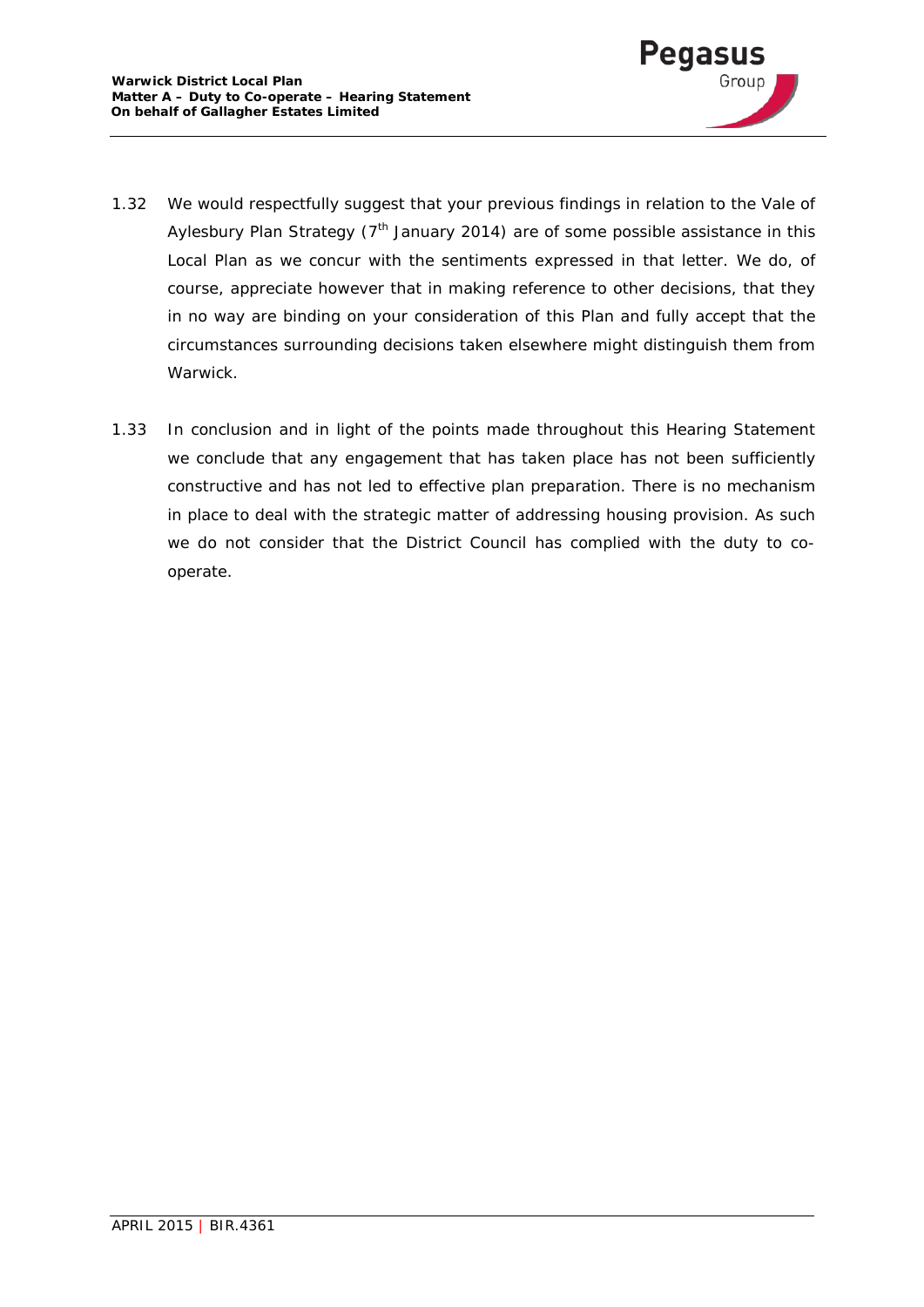1.32 We would respectfully suggest that your previous findings in relation to the Vale of Aylesbury Plan Strategy (7th January 2014) are of some possible assistance in this Local Plan as we concur with the sentiments expressed in that letter. We do, of course, appreciate however that in making reference to other decisions, that they in no way are binding on your consideration of this Plan and fully accept that the circumstances surrounding decisions taken elsewhere might distinguish them from Warwick.

1.33 In conclusion and in light of the points made throughout this Hearing Statement we conclude that any engagement that has taken place has not been sufficiently constructive and has not led to effective plan preparation. There is no mechanism in place to deal with the strategic matter of addressing housing provision. As such we do not consider that the District Council has complied with the duty to co-operate.